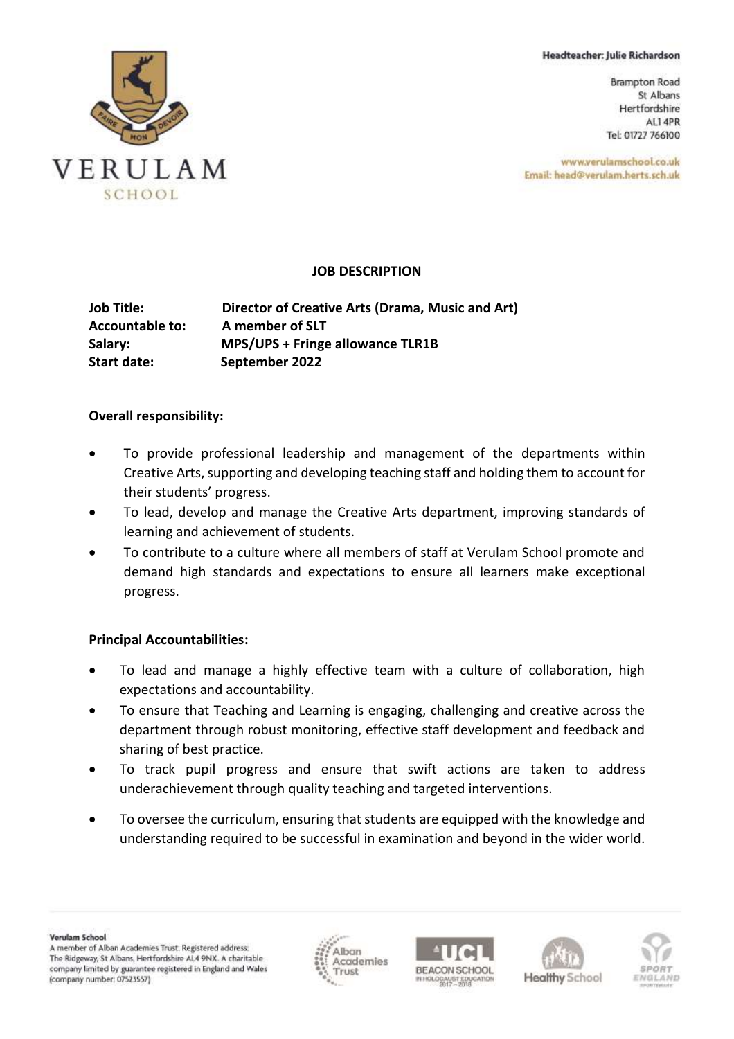Headteacher: Julie Richardson

Brampton Road
St Albans
Hertfordshire
AL1 4PR
Tel: 01727 766100

www.verulamschool.co.uk
Email: head@verulam.herts.sch.uk

# JOB DESCRIPTION

**Job Title:** **Director of Creative Arts (Drama, Music and Art)**
**Accountable to:** **A member of SLT**
**Salary:** **MPS/UPS + Fringe allowance TLR1B**
**Start date:** **September 2022**

**Overall responsibility:**

- To provide professional leadership and management of the departments within Creative Arts, supporting and developing teaching staff and holding them to account for their students' progress.
- To lead, develop and manage the Creative Arts department, improving standards of learning and achievement of students.
- To contribute to a culture where all members of staff at Verulam School promote and demand high standards and expectations to ensure all learners make exceptional progress.

**Principal Accountabilities:**

- To lead and manage a highly effective team with a culture of collaboration, high expectations and accountability.
- To ensure that Teaching and Learning is engaging, challenging and creative across the department through robust monitoring, effective staff development and feedback and sharing of best practice.
- To track pupil progress and ensure that swift actions are taken to address underachievement through quality teaching and targeted interventions.
- To oversee the curriculum, ensuring that students are equipped with the knowledge and understanding required to be successful in examination and beyond in the wider world.

**Verulam School**
A member of Alban Academies Trust. Registered address: The Ridgeway, St Albans, Hertfordshire AL4 9NX. A charitable company limited by guarantee registered in England and Wales (company number: 07523557)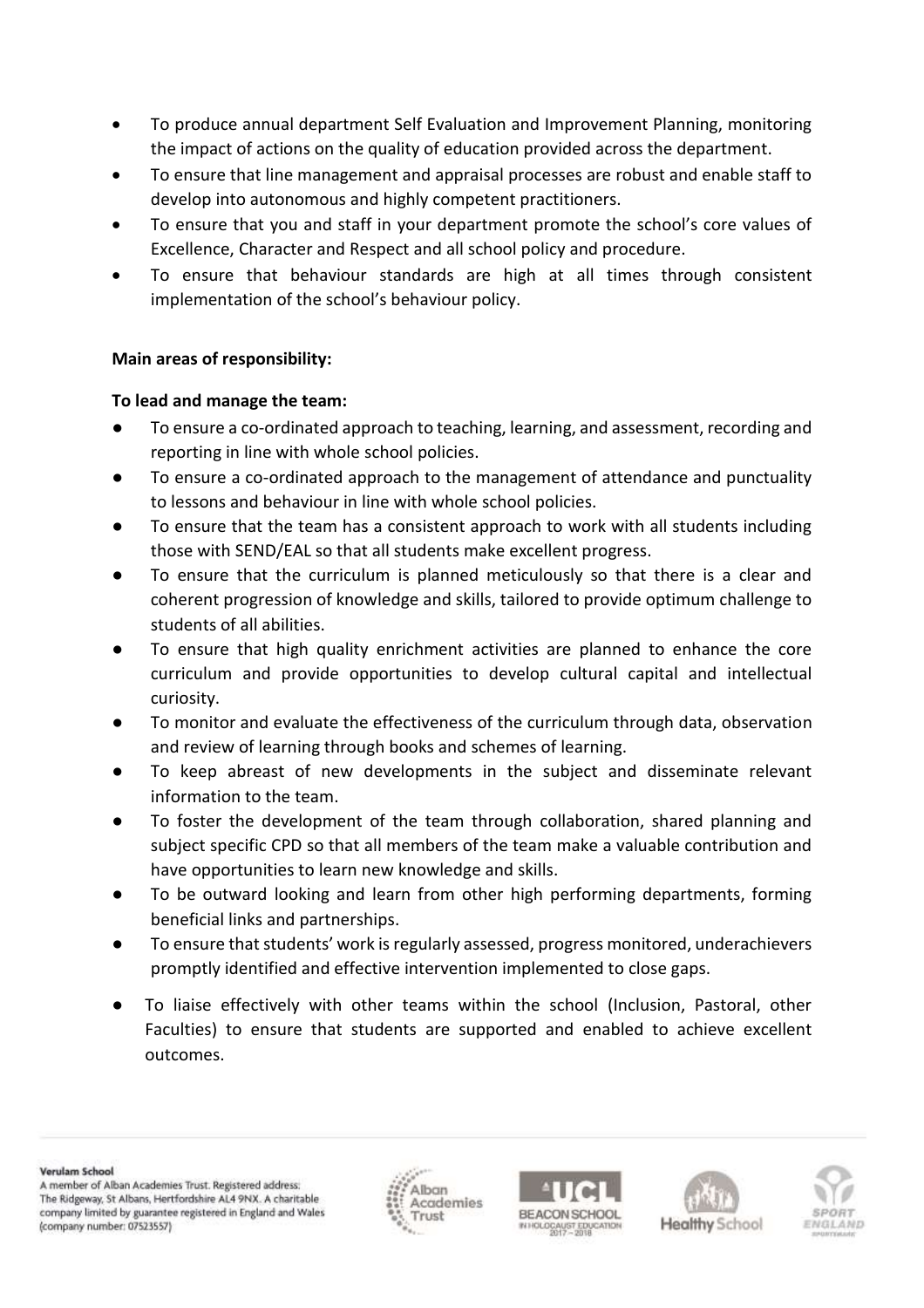- To produce annual department Self Evaluation and Improvement Planning, monitoring the impact of actions on the quality of education provided across the department.
- To ensure that line management and appraisal processes are robust and enable staff to develop into autonomous and highly competent practitioners.
- To ensure that you and staff in your department promote the school's core values of Excellence, Character and Respect and all school policy and procedure.
- To ensure that behaviour standards are high at all times through consistent implementation of the school's behaviour policy.

**Main areas of responsibility:**

**To lead and manage the team:**

- To ensure a co-ordinated approach to teaching, learning, and assessment, recording and reporting in line with whole school policies.
- To ensure a co-ordinated approach to the management of attendance and punctuality to lessons and behaviour in line with whole school policies.
- To ensure that the team has a consistent approach to work with all students including those with SEND/EAL so that all students make excellent progress.
- To ensure that the curriculum is planned meticulously so that there is a clear and coherent progression of knowledge and skills, tailored to provide optimum challenge to students of all abilities.
- To ensure that high quality enrichment activities are planned to enhance the core curriculum and provide opportunities to develop cultural capital and intellectual curiosity.
- To monitor and evaluate the effectiveness of the curriculum through data, observation and review of learning through books and schemes of learning.
- To keep abreast of new developments in the subject and disseminate relevant information to the team.
- To foster the development of the team through collaboration, shared planning and subject specific CPD so that all members of the team make a valuable contribution and have opportunities to learn new knowledge and skills.
- To be outward looking and learn from other high performing departments, forming beneficial links and partnerships.
- To ensure that students' work is regularly assessed, progress monitored, underachievers promptly identified and effective intervention implemented to close gaps.
- To liaise effectively with other teams within the school (Inclusion, Pastoral, other Faculties) to ensure that students are supported and enabled to achieve excellent outcomes.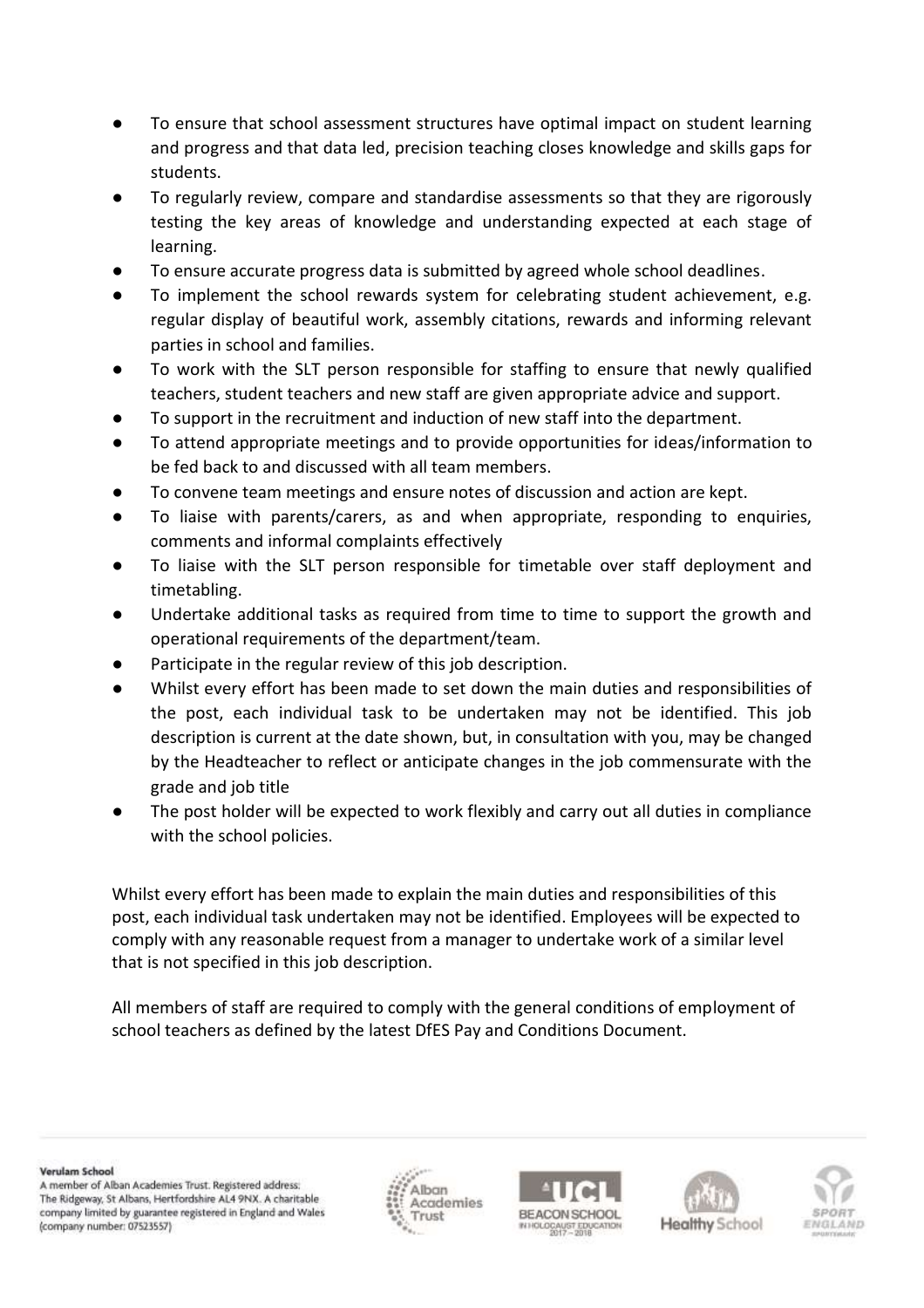- To ensure that school assessment structures have optimal impact on student learning and progress and that data led, precision teaching closes knowledge and skills gaps for students.
- To regularly review, compare and standardise assessments so that they are rigorously testing the key areas of knowledge and understanding expected at each stage of learning.
- To ensure accurate progress data is submitted by agreed whole school deadlines.
- To implement the school rewards system for celebrating student achievement, e.g. regular display of beautiful work, assembly citations, rewards and informing relevant parties in school and families.
- To work with the SLT person responsible for staffing to ensure that newly qualified teachers, student teachers and new staff are given appropriate advice and support.
- To support in the recruitment and induction of new staff into the department.
- To attend appropriate meetings and to provide opportunities for ideas/information to be fed back to and discussed with all team members.
- To convene team meetings and ensure notes of discussion and action are kept.
- To liaise with parents/carers, as and when appropriate, responding to enquiries, comments and informal complaints effectively
- To liaise with the SLT person responsible for timetable over staff deployment and timetabling.
- Undertake additional tasks as required from time to time to support the growth and operational requirements of the department/team.
- Participate in the regular review of this job description.
- Whilst every effort has been made to set down the main duties and responsibilities of the post, each individual task to be undertaken may not be identified. This job description is current at the date shown, but, in consultation with you, may be changed by the Headteacher to reflect or anticipate changes in the job commensurate with the grade and job title
- The post holder will be expected to work flexibly and carry out all duties in compliance with the school policies.

Whilst every effort has been made to explain the main duties and responsibilities of this post, each individual task undertaken may not be identified. Employees will be expected to comply with any reasonable request from a manager to undertake work of a similar level that is not specified in this job description.

All members of staff are required to comply with the general conditions of employment of school teachers as defined by the latest DfES Pay and Conditions Document.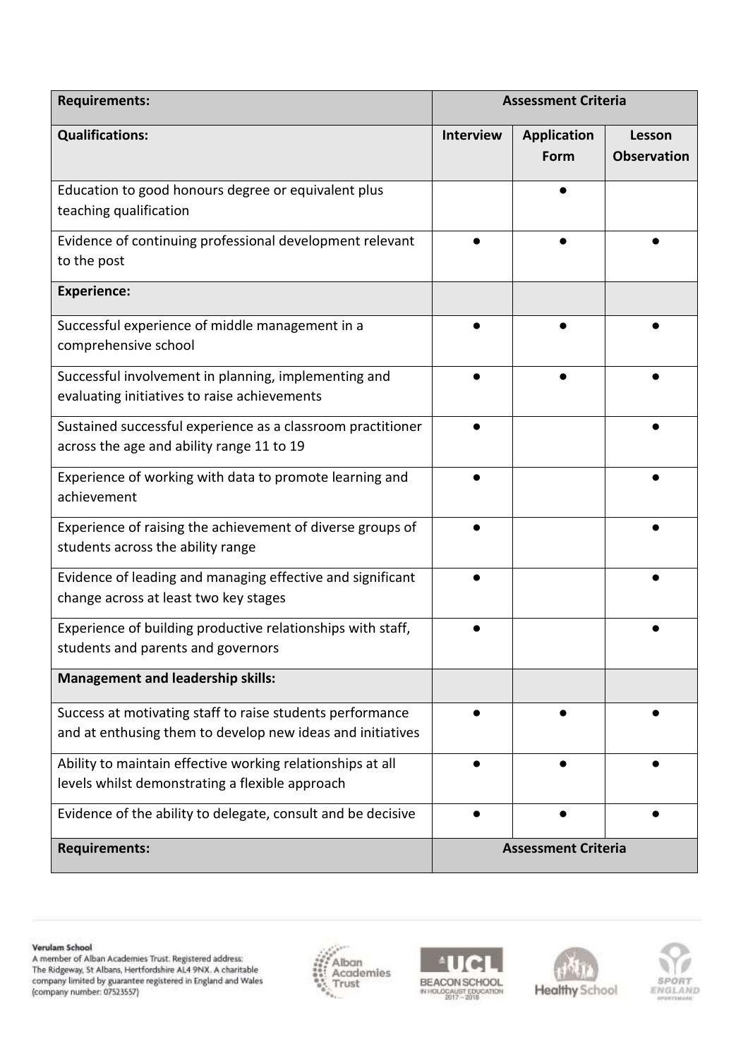| Requirements: | Assessment Criteria | | |
|---|---|---|---|
| **Qualifications:** | **Interview** | **Application Form** | **Lesson Observation** |
| Education to good honours degree or equivalent plus teaching qualification | | ● | |
| Evidence of continuing professional development relevant to the post | ● | ● | ● |
| **Experience:** | | | |
| Successful experience of middle management in a comprehensive school | ● | ● | ● |
| Successful involvement in planning, implementing and evaluating initiatives to raise achievements | ● | ● | ● |
| Sustained successful experience as a classroom practitioner across the age and ability range 11 to 19 | ● | | ● |
| Experience of working with data to promote learning and achievement | ● | | ● |
| Experience of raising the achievement of diverse groups of students across the ability range | ● | | ● |
| Evidence of leading and managing effective and significant change across at least two key stages | ● | | ● |
| Experience of building productive relationships with staff, students and parents and governors | ● | | ● |
| **Management and leadership skills:** | | | |
| Success at motivating staff to raise students performance and at enthusing them to develop new ideas and initiatives | ● | ● | ● |
| Ability to maintain effective working relationships at all levels whilst demonstrating a flexible approach | ● | ● | ● |
| Evidence of the ability to delegate, consult and be decisive | ● | ● | ● |
| **Requirements:** | **Assessment Criteria** | | |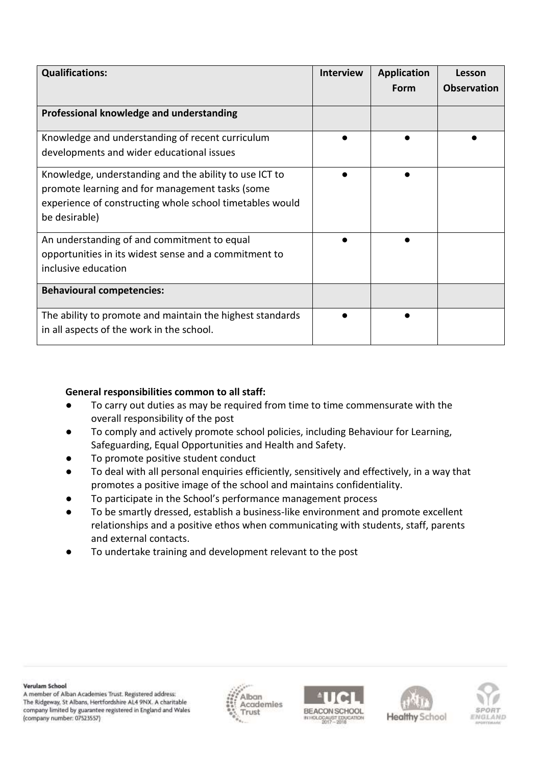| Qualifications: | Interview | Application Form | Lesson Observation |
|---|---|---|---|
| **Professional knowledge and understanding** | | | |
| Knowledge and understanding of recent curriculum developments and wider educational issues | ● | ● | ● |
| Knowledge, understanding and the ability to use ICT to promote learning and for management tasks (some experience of constructing whole school timetables would be desirable) | ● | ● | |
| An understanding of and commitment to equal opportunities in its widest sense and a commitment to inclusive education | ● | ● | |
| **Behavioural competencies:** | | | |
| The ability to promote and maintain the highest standards in all aspects of the work in the school. | ● | ● | |

**General responsibilities common to all staff:**

- To carry out duties as may be required from time to time commensurate with the overall responsibility of the post
- To comply and actively promote school policies, including Behaviour for Learning, Safeguarding, Equal Opportunities and Health and Safety.
- To promote positive student conduct
- To deal with all personal enquiries efficiently, sensitively and effectively, in a way that promotes a positive image of the school and maintains confidentiality.
- To participate in the School's performance management process
- To be smartly dressed, establish a business-like environment and promote excellent relationships and a positive ethos when communicating with students, staff, parents and external contacts.
- To undertake training and development relevant to the post